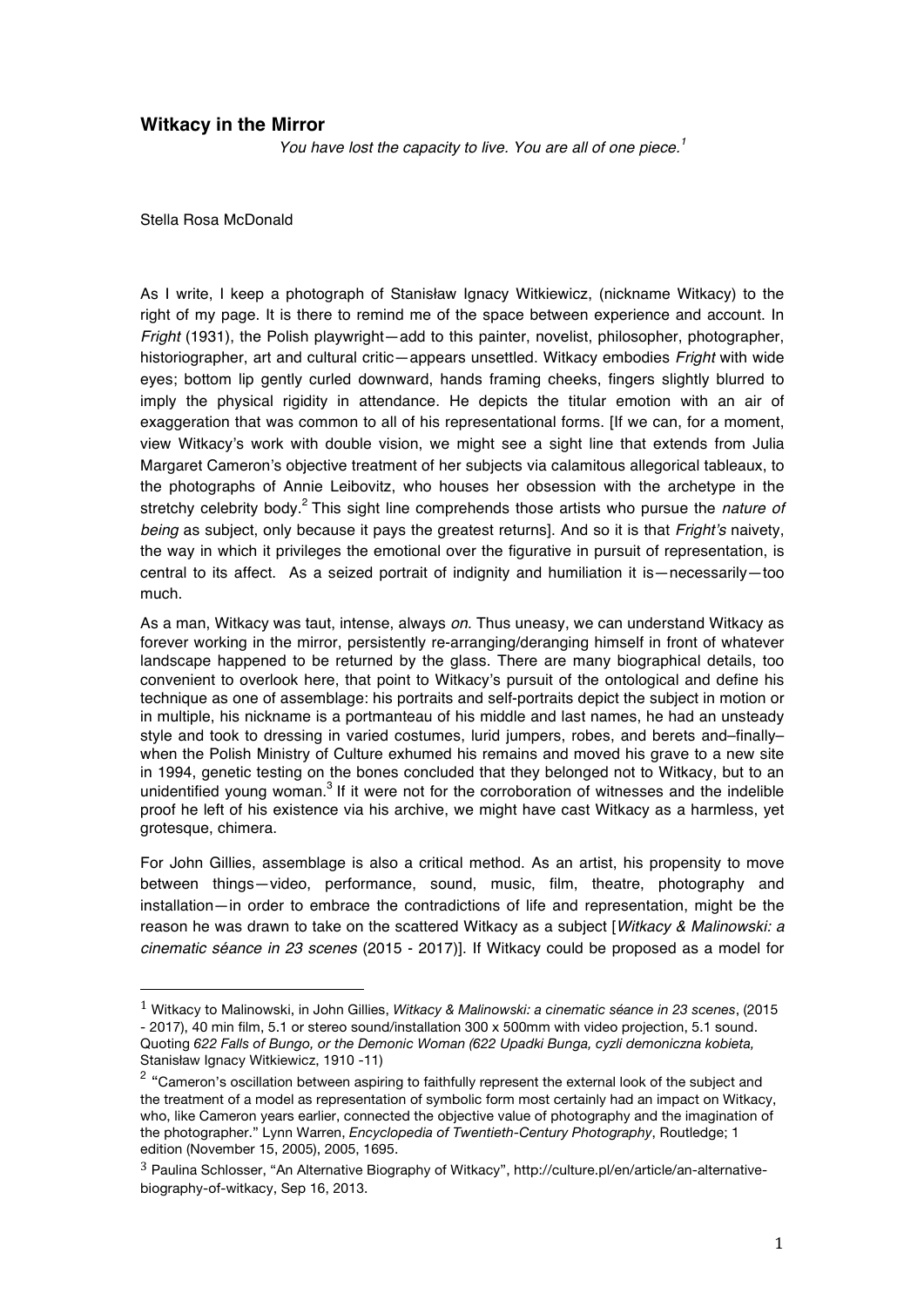## Witkacy in the Mirror

*You have lost the capacity to live. You are all of one piece.*[1]

Stella Rosa McDonald

As I write, I keep a photograph of Stanisław Ignacy Witkiewicz, (nickname Witkacy) to the right of my page. It is there to remind me of the space between experience and account. In *Fright* (1931), the Polish playwright—add to this painter, novelist, philosopher, photographer, historiographer, art and cultural critic—appears unsettled. Witkacy embodies *Fright* with wide eyes; bottom lip gently curled downward, hands framing cheeks, fingers slightly blurred to imply the physical rigidity in attendance. He depicts the titular emotion with an air of exaggeration that was common to all of his representational forms. [If we can, for a moment, view Witkacy's work with double vision, we might see a sight line that extends from Julia Margaret Cameron's objective treatment of her subjects via calamitous allegorical tableaux, to the photographs of Annie Leibovitz, who houses her obsession with the archetype in the stretchy celebrity body.[2] This sight line comprehends those artists who pursue the *nature of being* as subject, only because it pays the greatest returns]. And so it is that *Fright's* naivety, the way in which it privileges the emotional over the figurative in pursuit of representation, is central to its affect. As a seized portrait of indignity and humiliation it is—necessarily—too much.

As a man, Witkacy was taut, intense, always *on*. Thus uneasy, we can understand Witkacy as forever working in the mirror, persistently re-arranging/deranging himself in front of whatever landscape happened to be returned by the glass. There are many biographical details, too convenient to overlook here, that point to Witkacy's pursuit of the ontological and define his technique as one of assemblage: his portraits and self-portraits depict the subject in motion or in multiple, his nickname is a portmanteau of his middle and last names, he had an unsteady style and took to dressing in varied costumes, lurid jumpers, robes, and berets and–finally–when the Polish Ministry of Culture exhumed his remains and moved his grave to a new site in 1994, genetic testing on the bones concluded that they belonged not to Witkacy, but to an unidentified young woman.[3] If it were not for the corroboration of witnesses and the indelible proof he left of his existence via his archive, we might have cast Witkacy as a harmless, yet grotesque, chimera.

For John Gillies, assemblage is also a critical method. As an artist, his propensity to move between things—video, performance, sound, music, film, theatre, photography and installation—in order to embrace the contradictions of life and representation, might be the reason he was drawn to take on the scattered Witkacy as a subject [*Witkacy & Malinowski: a cinematic séance in 23 scenes* (2015 - 2017)]. If Witkacy could be proposed as a model for

---

[1] Witkacy to Malinowski, in John Gillies, *Witkacy & Malinowski: a cinematic séance in 23 scenes*, (2015 - 2017), 40 min film, 5.1 or stereo sound/installation 300 x 500mm with video projection, 5.1 sound. Quoting *622 Falls of Bungo, or the Demonic Woman (622 Upadki Bunga, cyzli demoniczna kobieta,* Stanisław Ignacy Witkiewicz, 1910 -11)

[2] "Cameron's oscillation between aspiring to faithfully represent the external look of the subject and the treatment of a model as representation of symbolic form most certainly had an impact on Witkacy, who, like Cameron years earlier, connected the objective value of photography and the imagination of the photographer." Lynn Warren, *Encyclopedia of Twentieth-Century Photography*, Routledge; 1 edition (November 15, 2005), 2005, 1695.

[3] Paulina Schlosser, "An Alternative Biography of Witkacy", http://culture.pl/en/article/an-alternative-biography-of-witkacy, Sep 16, 2013.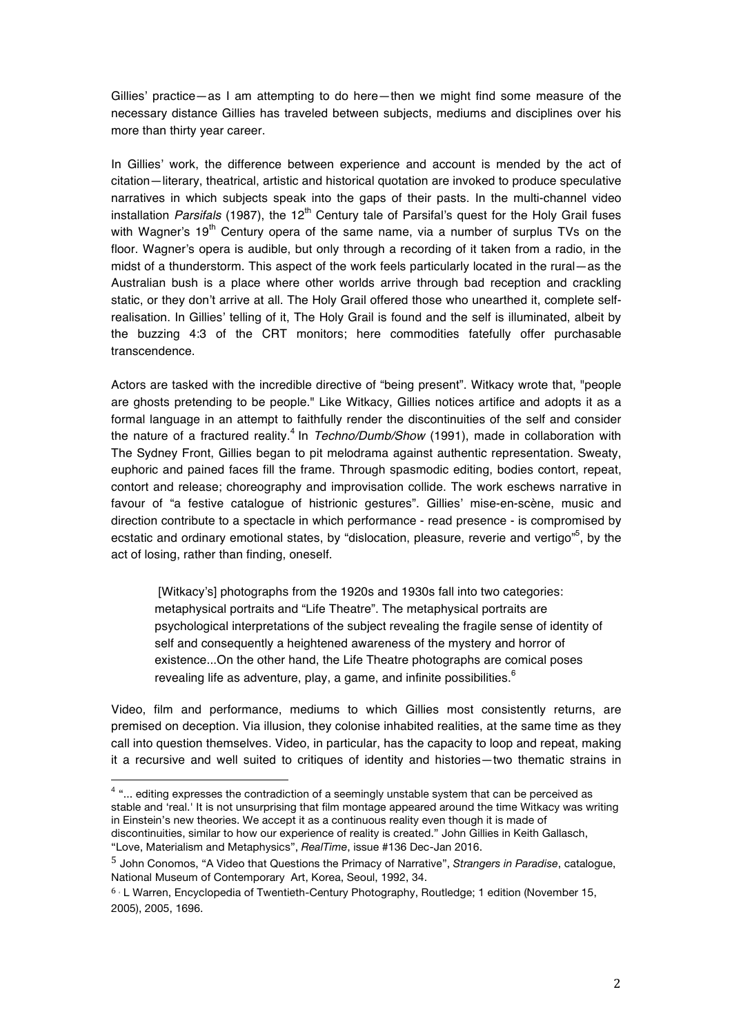Gillies' practice—as I am attempting to do here—then we might find some measure of the necessary distance Gillies has traveled between subjects, mediums and disciplines over his more than thirty year career.

In Gillies' work, the difference between experience and account is mended by the act of citation—literary, theatrical, artistic and historical quotation are invoked to produce speculative narratives in which subjects speak into the gaps of their pasts. In the multi-channel video installation *Parsifals* (1987), the 12th Century tale of Parsifal's quest for the Holy Grail fuses with Wagner's 19th Century opera of the same name, via a number of surplus TVs on the floor. Wagner's opera is audible, but only through a recording of it taken from a radio, in the midst of a thunderstorm. This aspect of the work feels particularly located in the rural—as the Australian bush is a place where other worlds arrive through bad reception and crackling static, or they don't arrive at all. The Holy Grail offered those who unearthed it, complete self-realisation. In Gillies' telling of it, The Holy Grail is found and the self is illuminated, albeit by the buzzing 4:3 of the CRT monitors; here commodities fatefully offer purchasable transcendence.

Actors are tasked with the incredible directive of "being present". Witkacy wrote that, "people are ghosts pretending to be people." Like Witkacy, Gillies notices artifice and adopts it as a formal language in an attempt to faithfully render the discontinuities of the self and consider the nature of a fractured reality.[4] In *Techno/Dumb/Show* (1991), made in collaboration with The Sydney Front, Gillies began to pit melodrama against authentic representation. Sweaty, euphoric and pained faces fill the frame. Through spasmodic editing, bodies contort, repeat, contort and release; choreography and improvisation collide. The work eschews narrative in favour of "a festive catalogue of histrionic gestures". Gillies' mise-en-scène, music and direction contribute to a spectacle in which performance - read presence - is compromised by ecstatic and ordinary emotional states, by "dislocation, pleasure, reverie and vertigo"[5], by the act of losing, rather than finding, oneself.

> [Witkacy's] photographs from the 1920s and 1930s fall into two categories: metaphysical portraits and "Life Theatre". The metaphysical portraits are psychological interpretations of the subject revealing the fragile sense of identity of self and consequently a heightened awareness of the mystery and horror of existence...On the other hand, the Life Theatre photographs are comical poses revealing life as adventure, play, a game, and infinite possibilities.[6]

Video, film and performance, mediums to which Gillies most consistently returns, are premised on deception. Via illusion, they colonise inhabited realities, at the same time as they call into question themselves. Video, in particular, has the capacity to loop and repeat, making it a recursive and well suited to critiques of identity and histories—two thematic strains in

---

[4] "... editing expresses the contradiction of a seemingly unstable system that can be perceived as stable and 'real.' It is not unsurprising that film montage appeared around the time Witkacy was writing in Einstein's new theories. We accept it as a continuous reality even though it is made of discontinuities, similar to how our experience of reality is created." John Gillies in Keith Gallasch, "Love, Materialism and Metaphysics", *RealTime*, issue #136 Dec-Jan 2016.

[5] John Conomos, "A Video that Questions the Primacy of Narrative", *Strangers in Paradise*, catalogue, National Museum of Contemporary Art, Korea, Seoul, 1992, 34.

[6] L Warren, Encyclopedia of Twentieth-Century Photography, Routledge; 1 edition (November 15, 2005), 2005, 1696.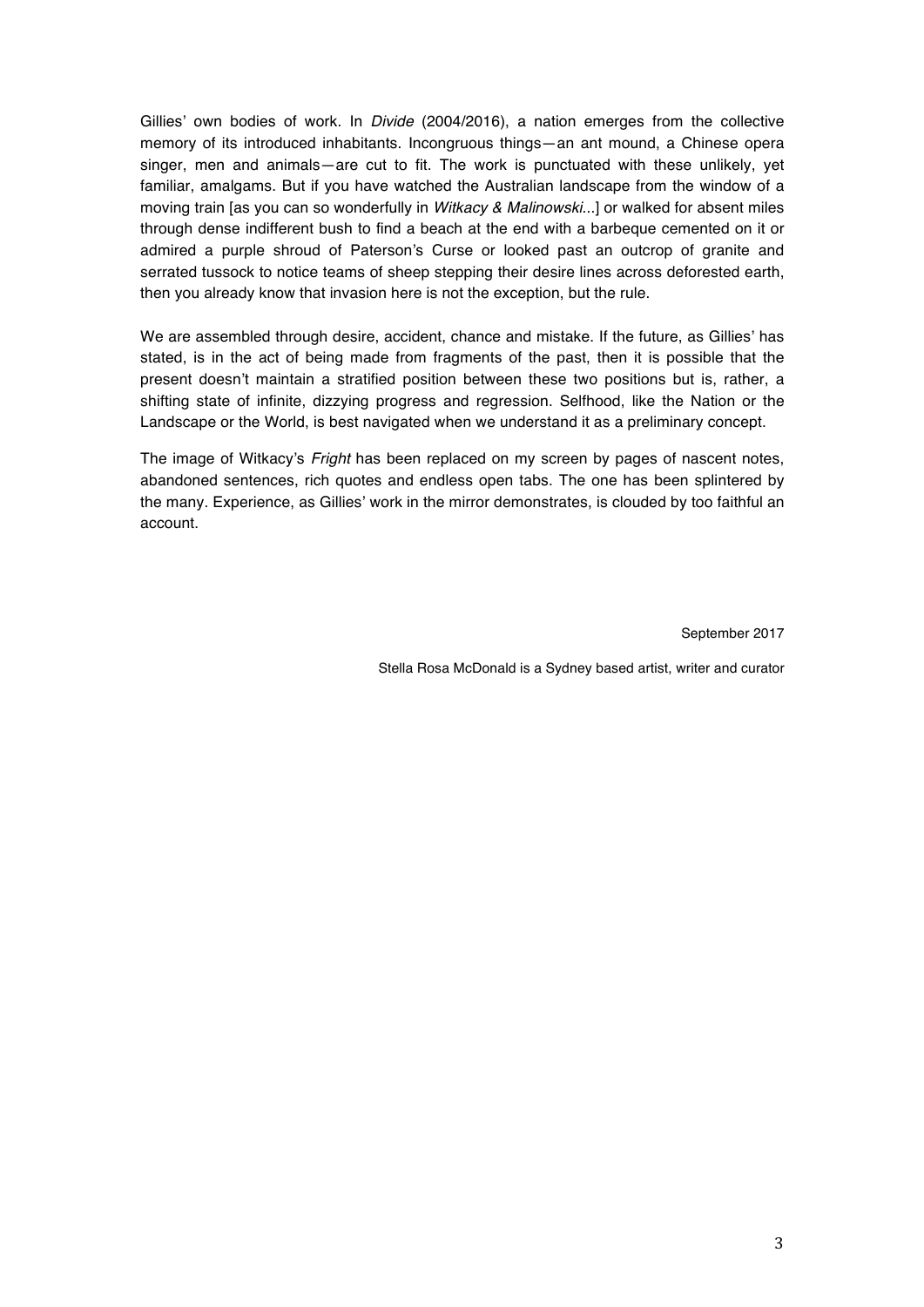Gillies' own bodies of work. In *Divide* (2004/2016), a nation emerges from the collective memory of its introduced inhabitants. Incongruous things—an ant mound, a Chinese opera singer, men and animals—are cut to fit. The work is punctuated with these unlikely, yet familiar, amalgams. But if you have watched the Australian landscape from the window of a moving train [as you can so wonderfully in *Witkacy & Malinowski*...] or walked for absent miles through dense indifferent bush to find a beach at the end with a barbeque cemented on it or admired a purple shroud of Paterson's Curse or looked past an outcrop of granite and serrated tussock to notice teams of sheep stepping their desire lines across deforested earth, then you already know that invasion here is not the exception, but the rule.

We are assembled through desire, accident, chance and mistake. If the future, as Gillies' has stated, is in the act of being made from fragments of the past, then it is possible that the present doesn't maintain a stratified position between these two positions but is, rather, a shifting state of infinite, dizzying progress and regression. Selfhood, like the Nation or the Landscape or the World, is best navigated when we understand it as a preliminary concept.

The image of Witkacy's *Fright* has been replaced on my screen by pages of nascent notes, abandoned sentences, rich quotes and endless open tabs. The one has been splintered by the many. Experience, as Gillies' work in the mirror demonstrates, is clouded by too faithful an account.

September 2017

Stella Rosa McDonald is a Sydney based artist, writer and curator